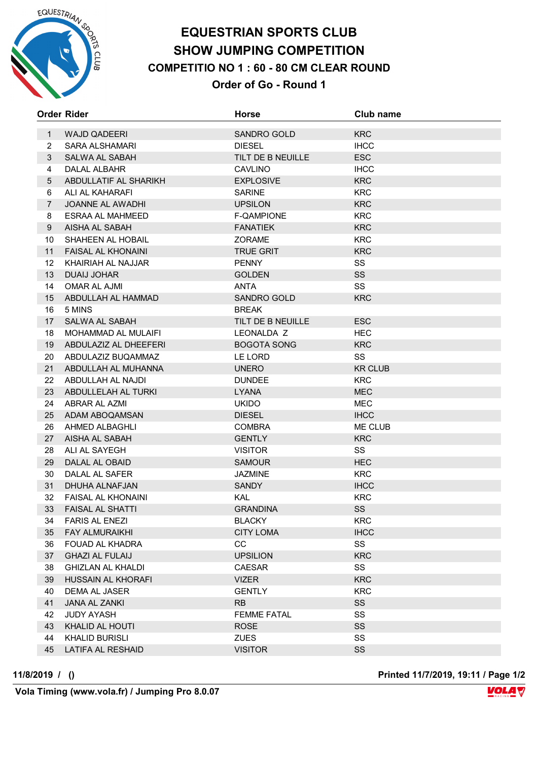# EQUESTRIAN SPORTS CLUB
# SHOW JUMPING COMPETITION
## COMPETITIO NO 1 : 60 - 80 CM CLEAR ROUND
### Order of Go - Round 1

| Order | Rider | Horse | Club name |
|---|---|---|---|
| 1 | WAJD QADEERI | SANDRO GOLD | KRC |
| 2 | SARA ALSHAMARI | DIESEL | IHCC |
| 3 | SALWA AL SABAH | TILT DE B NEUILLE | ESC |
| 4 | DALAL ALBAHR | CAVLINO | IHCC |
| 5 | ABDULLATIF AL SHARIKH | EXPLOSIVE | KRC |
| 6 | ALI AL KAHARAFI | SARINE | KRC |
| 7 | JOANNE AL AWADHI | UPSILON | KRC |
| 8 | ESRAA AL MAHMEED | F-QAMPIONE | KRC |
| 9 | AISHA AL SABAH | FANATIEK | KRC |
| 10 | SHAHEEN AL HOBAIL | ZORAME | KRC |
| 11 | FAISAL AL KHONAINI | TRUE GRIT | KRC |
| 12 | KHAIRIAH AL NAJJAR | PENNY | SS |
| 13 | DUAIJ JOHAR | GOLDEN | SS |
| 14 | OMAR AL AJMI | ANTA | SS |
| 15 | ABDULLAH AL HAMMAD | SANDRO GOLD | KRC |
| 16 | 5 MINS | BREAK | |
| 17 | SALWA AL SABAH | TILT DE B NEUILLE | ESC |
| 18 | MOHAMMAD AL MULAIFI | LEONALDA Z | HEC |
| 19 | ABDULAZIZ AL DHEEFERI | BOGOTA SONG | KRC |
| 20 | ABDULAZIZ BUQAMMAZ | LE LORD | SS |
| 21 | ABDULLAH AL MUHANNA | UNERO | KR CLUB |
| 22 | ABDULLAH AL NAJDI | DUNDEE | KRC |
| 23 | ABDULLELAH AL TURKI | LYANA | MEC |
| 24 | ABRAR AL AZMI | UKIDO | MEC |
| 25 | ADAM ABOQAMSAN | DIESEL | IHCC |
| 26 | AHMED ALBAGHLI | COMBRA | ME CLUB |
| 27 | AISHA AL SABAH | GENTLY | KRC |
| 28 | ALI AL SAYEGH | VISITOR | SS |
| 29 | DALAL AL OBAID | SAMOUR | HEC |
| 30 | DALAL AL SAFER | JAZMINE | KRC |
| 31 | DHUHA ALNAFJAN | SANDY | IHCC |
| 32 | FAISAL AL KHONAINI | KAL | KRC |
| 33 | FAISAL AL SHATTI | GRANDINA | SS |
| 34 | FARIS AL ENEZI | BLACKY | KRC |
| 35 | FAY ALMURAIKHI | CITY LOMA | IHCC |
| 36 | FOUAD AL KHADRA | CC | SS |
| 37 | GHAZI AL FULAIJ | UPSILION | KRC |
| 38 | GHIZLAN AL KHALDI | CAESAR | SS |
| 39 | HUSSAIN AL KHORAFI | VIZER | KRC |
| 40 | DEMA AL JASER | GENTLY | KRC |
| 41 | JANA AL ZANKI | RB | SS |
| 42 | JUDY AYASH | FEMME FATAL | SS |
| 43 | KHALID AL HOUTI | ROSE | SS |
| 44 | KHALID BURISLI | ZUES | SS |
| 45 | LATIFA AL RESHAID | VISITOR | SS |

11/8/2019 / () Printed 11/7/2019, 19:11 / Page 1/2

Vola Timing (www.vola.fr) / Jumping Pro 8.0.07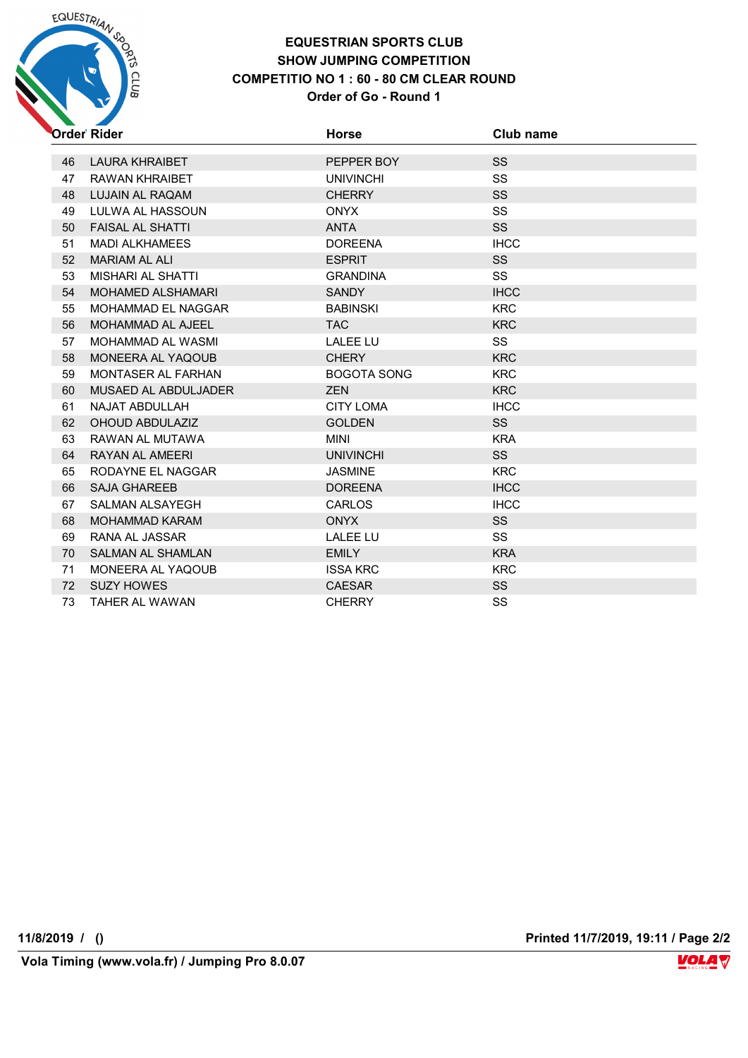**EQUESTRIAN SPORTS CLUB**
**SHOW JUMPING COMPETITION**
**COMPETITIO NO 1 : 60 - 80 CM CLEAR ROUND**
**Order of Go - Round 1**

| Order | Rider | Horse | Club name |
|---|---|---|---|
| 46 | LAURA KHRAIBET | PEPPER BOY | SS |
| 47 | RAWAN KHRAIBET | UNIVINCHI | SS |
| 48 | LUJAIN AL RAQAM | CHERRY | SS |
| 49 | LULWA AL HASSOUN | ONYX | SS |
| 50 | FAISAL AL SHATTI | ANTA | SS |
| 51 | MADI ALKHAMEES | DOREENA | IHCC |
| 52 | MARIAM AL ALI | ESPRIT | SS |
| 53 | MISHARI AL SHATTI | GRANDINA | SS |
| 54 | MOHAMED ALSHAMARI | SANDY | IHCC |
| 55 | MOHAMMAD EL NAGGAR | BABINSKI | KRC |
| 56 | MOHAMMAD AL AJEEL | TAC | KRC |
| 57 | MOHAMMAD AL WASMI | LALEE LU | SS |
| 58 | MONEERA AL YAQOUB | CHERY | KRC |
| 59 | MONTASER AL FARHAN | BOGOTA SONG | KRC |
| 60 | MUSAED AL ABDULJADER | ZEN | KRC |
| 61 | NAJAT ABDULLAH | CITY LOMA | IHCC |
| 62 | OHOUD ABDULAZIZ | GOLDEN | SS |
| 63 | RAWAN AL MUTAWA | MINI | KRA |
| 64 | RAYAN AL AMEERI | UNIVINCHI | SS |
| 65 | RODAYNE EL NAGGAR | JASMINE | KRC |
| 66 | SAJA GHAREEB | DOREENA | IHCC |
| 67 | SALMAN ALSAYEGH | CARLOS | IHCC |
| 68 | MOHAMMAD KARAM | ONYX | SS |
| 69 | RANA AL JASSAR | LALEE LU | SS |
| 70 | SALMAN AL SHAMLAN | EMILY | KRA |
| 71 | MONEERA AL YAQOUB | ISSA KRC | KRC |
| 72 | SUZY HOWES | CAESAR | SS |
| 73 | TAHER AL WAWAN | CHERRY | SS |

**11/8/2019 / ()** **Printed 11/7/2019, 19:11**

**Vola Timing (www.vola.fr) / Jumping Pro 8.0.07**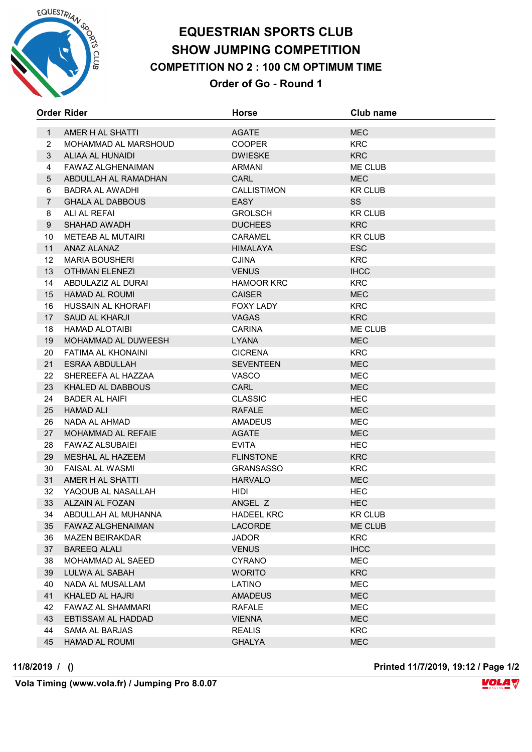# EQUESTRIAN SPORTS CLUB
## SHOW JUMPING COMPETITION
### COMPETITION NO 2 : 100 CM OPTIMUM TIME
### Order of Go - Round 1

| Order | Rider | Horse | Club name |
|---|---|---|---|
| 1 | AMER H AL SHATTI | AGATE | MEC |
| 2 | MOHAMMAD AL MARSHOUD | COOPER | KRC |
| 3 | ALIAA AL HUNAIDI | DWIESKE | KRC |
| 4 | FAWAZ ALGHENAIMAN | ARMANI | ME CLUB |
| 5 | ABDULLAH AL RAMADHAN | CARL | MEC |
| 6 | BADRA AL AWADHI | CALLISTIMON | KR CLUB |
| 7 | GHALA AL DABBOUS | EASY | SS |
| 8 | ALI AL REFAI | GROLSCH | KR CLUB |
| 9 | SHAHAD AWADH | DUCHEES | KRC |
| 10 | METEAB AL MUTAIRI | CARAMEL | KR CLUB |
| 11 | ANAZ ALANAZ | HIMALAYA | ESC |
| 12 | MARIA BOUSHERI | CJINA | KRC |
| 13 | OTHMAN ELENEZI | VENUS | IHCC |
| 14 | ABDULAZIZ AL DURAI | HAMOOR KRC | KRC |
| 15 | HAMAD AL ROUMI | CAISER | MEC |
| 16 | HUSSAIN AL KHORAFI | FOXY LADY | KRC |
| 17 | SAUD AL KHARJI | VAGAS | KRC |
| 18 | HAMAD ALOTAIBI | CARINA | ME CLUB |
| 19 | MOHAMMAD AL DUWEESH | LYANA | MEC |
| 20 | FATIMA AL KHONAINI | CICRENA | KRC |
| 21 | ESRAA ABDULLAH | SEVENTEEN | MEC |
| 22 | SHEREEFA AL HAZZAA | VASCO | MEC |
| 23 | KHALED AL DABBOUS | CARL | MEC |
| 24 | BADER AL HAIFI | CLASSIC | HEC |
| 25 | HAMAD ALI | RAFALE | MEC |
| 26 | NADA AL AHMAD | AMADEUS | MEC |
| 27 | MOHAMMAD AL REFAIE | AGATE | MEC |
| 28 | FAWAZ ALSUBAIEI | EVITA | HEC |
| 29 | MESHAL AL HAZEEM | FLINSTONE | KRC |
| 30 | FAISAL AL WASMI | GRANSASSO | KRC |
| 31 | AMER H AL SHATTI | HARVALO | MEC |
| 32 | YAQOUB AL NASALLAH | HIDI | HEC |
| 33 | ALZAIN AL FOZAN | ANGEL Z | HEC |
| 34 | ABDULLAH AL MUHANNA | HADEEL KRC | KR CLUB |
| 35 | FAWAZ ALGHENAIMAN | LACORDE | ME CLUB |
| 36 | MAZEN BEIRAKDAR | JADOR | KRC |
| 37 | BAREEQ ALALI | VENUS | IHCC |
| 38 | MOHAMMAD AL SAEED | CYRANO | MEC |
| 39 | LULWA AL SABAH | WORITO | KRC |
| 40 | NADA AL MUSALLAM | LATINO | MEC |
| 41 | KHALED AL HAJRI | AMADEUS | MEC |
| 42 | FAWAZ AL SHAMMARI | RAFALE | MEC |
| 43 | EBTISSAM AL HADDAD | VIENNA | MEC |
| 44 | SAMA AL BARJAS | REALIS | KRC |
| 45 | HAMAD AL ROUMI | GHALYA | MEC |

**11/8/2019 / ()** **Printed 11/7/2019, 19:12 / Page 1/2**

**Vola Timing (www.vola.fr) / Jumping Pro 8.0.07**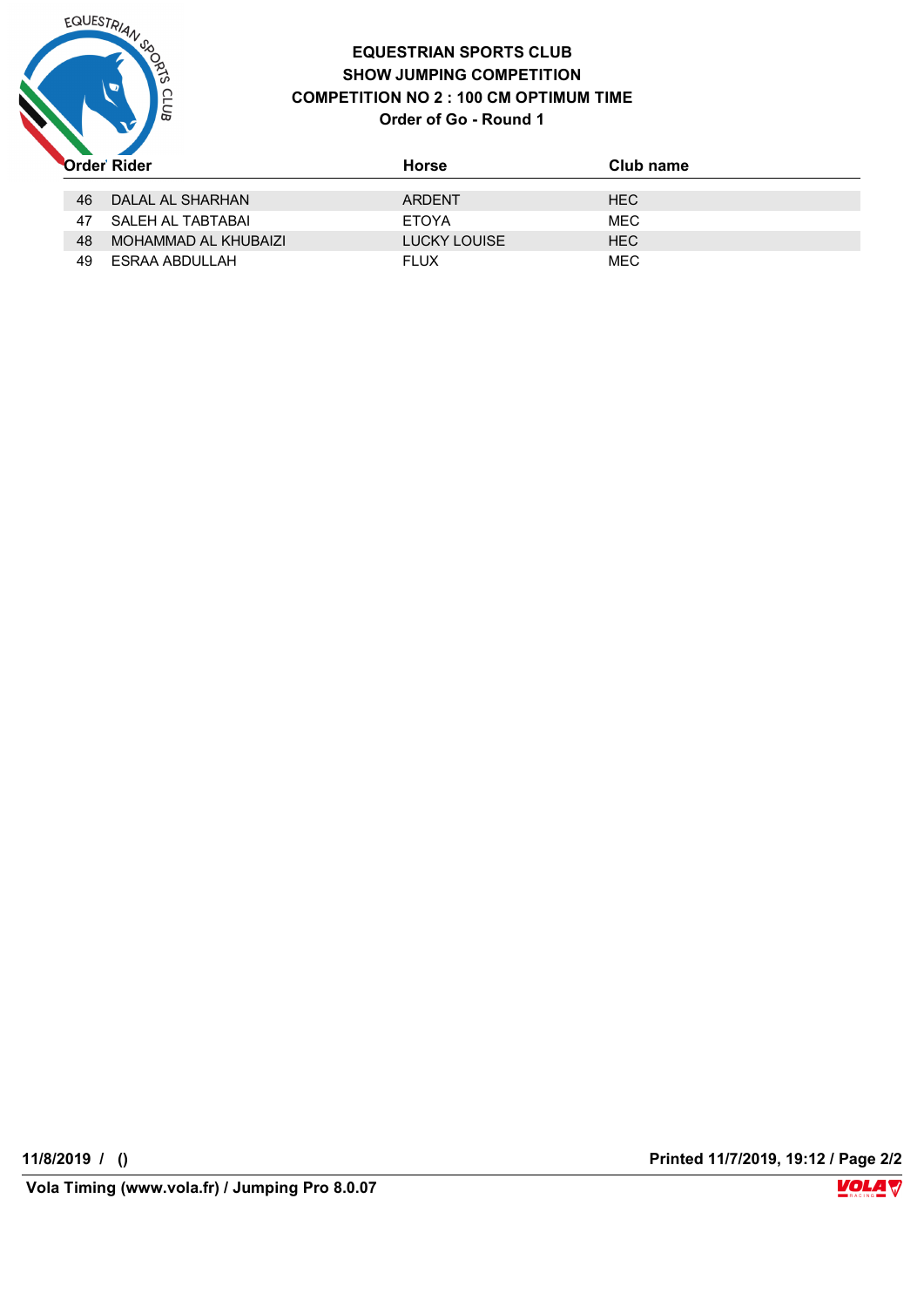# EQUESTRIAN SPORTS CLUB
## SHOW JUMPING COMPETITION
## COMPETITION NO 2 : 100 CM OPTIMUM TIME
### Order of Go - Round 1

| Order | Rider | Horse | Club name |
|---|---|---|---|
| 46 | DALAL AL SHARHAN | ARDENT | HEC |
| 47 | SALEH AL TABTABAI | ETOYA | MEC |
| 48 | MOHAMMAD AL KHUBAIZI | LUCKY LOUISE | HEC |
| 49 | ESRAA ABDULLAH | FLUX | MEC |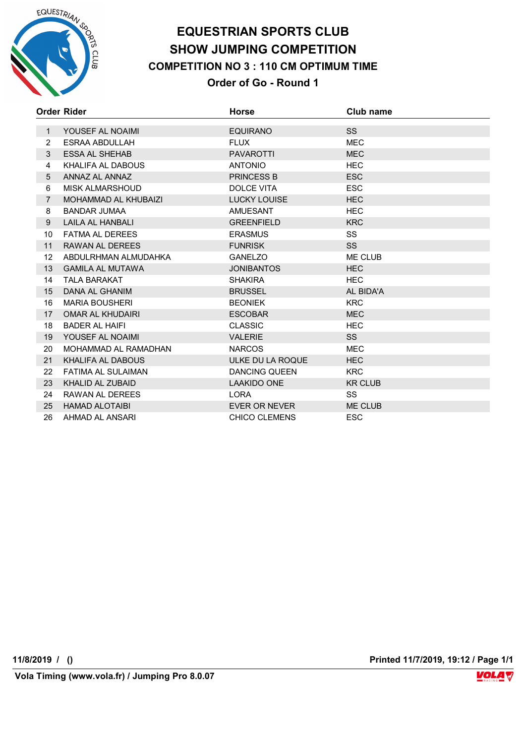# EQUESTRIAN SPORTS CLUB
## SHOW JUMPING COMPETITION
### COMPETITION NO 3 : 110 CM OPTIMUM TIME
### Order of Go - Round 1

| Order | Rider | Horse | Club name |
|---|---|---|---|
| 1 | YOUSEF AL NOAIMI | EQUIRANO | SS |
| 2 | ESRAA ABDULLAH | FLUX | MEC |
| 3 | ESSA AL SHEHAB | PAVAROTTI | MEC |
| 4 | KHALIFA AL DABOUS | ANTONIO | HEC |
| 5 | ANNAZ AL ANNAZ | PRINCESS B | ESC |
| 6 | MISK ALMARSHOUD | DOLCE VITA | ESC |
| 7 | MOHAMMAD AL KHUBAIZI | LUCKY LOUISE | HEC |
| 8 | BANDAR JUMAA | AMUESANT | HEC |
| 9 | LAILA AL HANBALI | GREENFIELD | KRC |
| 10 | FATMA AL DEREES | ERASMUS | SS |
| 11 | RAWAN AL DEREES | FUNRISK | SS |
| 12 | ABDULRHMAN ALMUDAHKA | GANELZO | ME CLUB |
| 13 | GAMILA AL MUTAWA | JONIBANTOS | HEC |
| 14 | TALA BARAKAT | SHAKIRA | HEC |
| 15 | DANA AL GHANIM | BRUSSEL | AL BIDA'A |
| 16 | MARIA BOUSHERI | BEONIEK | KRC |
| 17 | OMAR AL KHUDAIRI | ESCOBAR | MEC |
| 18 | BADER AL HAIFI | CLASSIC | HEC |
| 19 | YOUSEF AL NOAIMI | VALERIE | SS |
| 20 | MOHAMMAD AL RAMADHAN | NARCOS | MEC |
| 21 | KHALIFA AL DABOUS | ULKE DU LA ROQUE | HEC |
| 22 | FATIMA AL SULAIMAN | DANCING QUEEN | KRC |
| 23 | KHALID AL ZUBAID | LAAKIDO ONE | KR CLUB |
| 24 | RAWAN AL DEREES | LORA | SS |
| 25 | HAMAD ALOTAIBI | EVER OR NEVER | ME CLUB |
| 26 | AHMAD AL ANSARI | CHICO CLEMENS | ESC |

**11/8/2019 / ()** **Printed 11/7/2019, 19:12 / Page 1/1**

**Vola Timing (www.vola.fr) / Jumping Pro 8.0.07**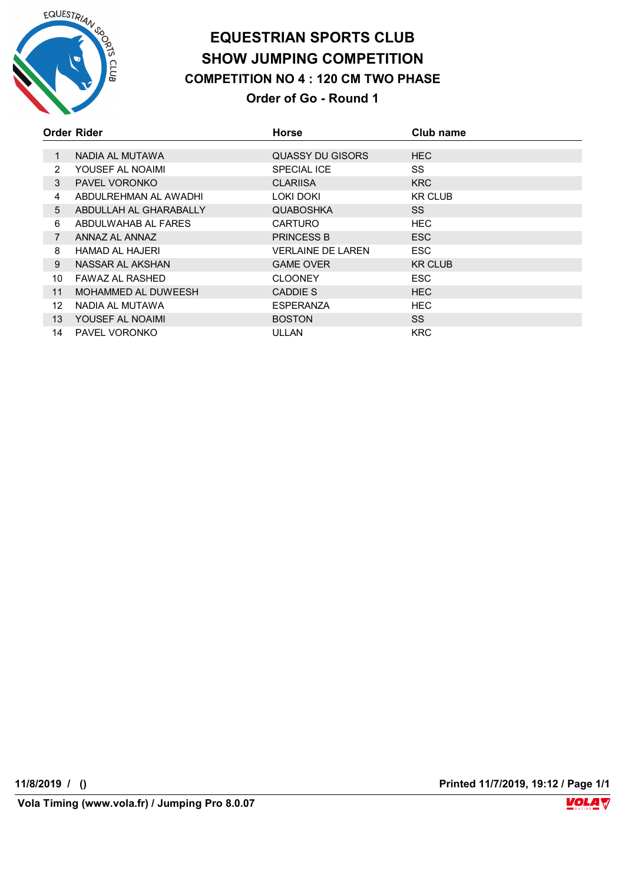# EQUESTRIAN SPORTS CLUB
## SHOW JUMPING COMPETITION
### COMPETITION NO 4 : 120 CM TWO PHASE
### Order of Go - Round 1

| Order | Rider | Horse | Club name |
|---|---|---|---|
| 1 | NADIA AL MUTAWA | QUASSY DU GISORS | HEC |
| 2 | YOUSEF AL NOAIMI | SPECIAL ICE | SS |
| 3 | PAVEL VORONKO | CLARIISA | KRC |
| 4 | ABDULREHMAN AL AWADHI | LOKI DOKI | KR CLUB |
| 5 | ABDULLAH AL GHARABALLY | QUABOSHKA | SS |
| 6 | ABDULWAHAB AL FARES | CARTURO | HEC |
| 7 | ANNAZ AL ANNAZ | PRINCESS B | ESC |
| 8 | HAMAD AL HAJERI | VERLAINE DE LAREN | ESC |
| 9 | NASSAR AL AKSHAN | GAME OVER | KR CLUB |
| 10 | FAWAZ AL RASHED | CLOONEY | ESC |
| 11 | MOHAMMED AL DUWEESH | CADDIE S | HEC |
| 12 | NADIA AL MUTAWA | ESPERANZA | HEC |
| 13 | YOUSEF AL NOAIMI | BOSTON | SS |
| 14 | PAVEL VORONKO | ULLAN | KRC |

**11/8/2019 / ()** **Printed 11/7/2019, 19:12 / Page 1/1**

**Vola Timing (www.vola.fr) / Jumping Pro 8.0.07**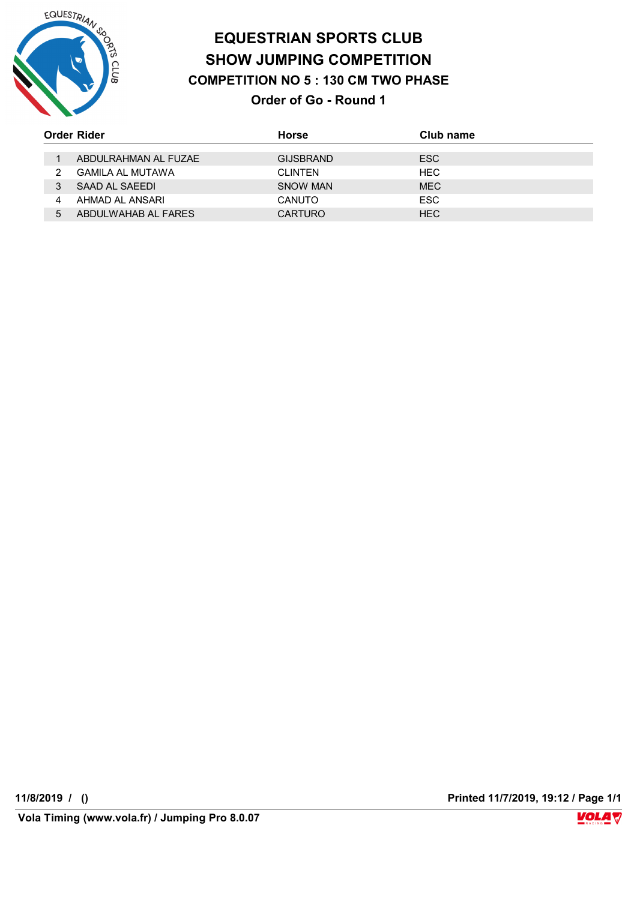# EQUESTRIAN SPORTS CLUB
# SHOW JUMPING COMPETITION
## COMPETITION NO 5 : 130 CM TWO PHASE
### Order of Go - Round 1

| Order | Rider | Horse | Club name |
|---|---|---|---|
| 1 | ABDULRAHMAN AL FUZAE | GIJSBRAND | ESC |
| 2 | GAMILA AL MUTAWA | CLINTEN | HEC |
| 3 | SAAD AL SAEEDI | SNOW MAN | MEC |
| 4 | AHMAD AL ANSARI | CANUTO | ESC |
| 5 | ABDULWAHAB AL FARES | CARTURO | HEC |

**11/8/2019 / ()** **Printed 11/7/2019, 19:12**

**Vola Timing (www.vola.fr) / Jumping Pro 8.0.07**